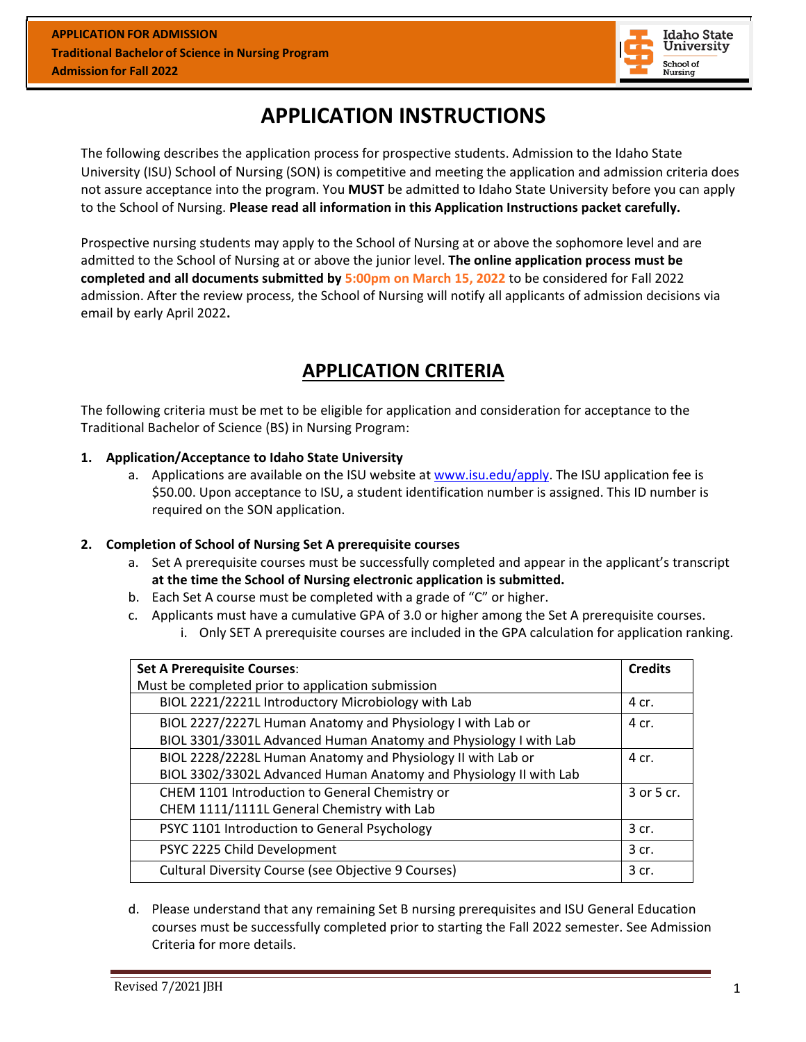**APPLICATION FOR ADMISSION**
**Traditional Bachelor of Science in Nursing Program**
**Admission for Fall 2022**

Idaho State University School of Nursing

# APPLICATION INSTRUCTIONS

The following describes the application process for prospective students. Admission to the Idaho State University (ISU) School of Nursing (SON) is competitive and meeting the application and admission criteria does not assure acceptance into the program. You **MUST** be admitted to Idaho State University before you can apply to the School of Nursing. **Please read all information in this Application Instructions packet carefully.**

Prospective nursing students may apply to the School of Nursing at or above the sophomore level and are admitted to the School of Nursing at or above the junior level. **The online application process must be completed and all documents submitted by 5:00pm on March 15, 2022** to be considered for Fall 2022 admission. After the review process, the School of Nursing will notify all applicants of admission decisions via email by early April 2022**.**

# APPLICATION CRITERIA

The following criteria must be met to be eligible for application and consideration for acceptance to the Traditional Bachelor of Science (BS) in Nursing Program:

**1. Application/Acceptance to Idaho State University**

a. Applications are available on the ISU website at www.isu.edu/apply. The ISU application fee is $50.00. Upon acceptance to ISU, a student identification number is assigned. This ID number is required on the SON application.

**2. Completion of School of Nursing Set A prerequisite courses**

a. Set A prerequisite courses must be successfully completed and appear in the applicant's transcript **at the time the School of Nursing electronic application is submitted.**

b. Each Set A course must be completed with a grade of "C" or higher.

c. Applicants must have a cumulative GPA of 3.0 or higher among the Set A prerequisite courses.

i. Only SET A prerequisite courses are included in the GPA calculation for application ranking.

| **Set A Prerequisite Courses**: Must be completed prior to application submission | **Credits** |
|---|---|
| BIOL 2221/2221L Introductory Microbiology with Lab | 4 cr. |
| BIOL 2227/2227L Human Anatomy and Physiology I with Lab or BIOL 3301/3301L Advanced Human Anatomy and Physiology I with Lab | 4 cr. |
| BIOL 2228/2228L Human Anatomy and Physiology II with Lab or BIOL 3302/3302L Advanced Human Anatomy and Physiology II with Lab | 4 cr. |
| CHEM 1101 Introduction to General Chemistry or CHEM 1111/1111L General Chemistry with Lab | 3 or 5 cr. |
| PSYC 1101 Introduction to General Psychology | 3 cr. |
| PSYC 2225 Child Development | 3 cr. |
| Cultural Diversity Course (see Objective 9 Courses) | 3 cr. |

d. Please understand that any remaining Set B nursing prerequisites and ISU General Education courses must be successfully completed prior to starting the Fall 2022 semester. See Admission Criteria for more details.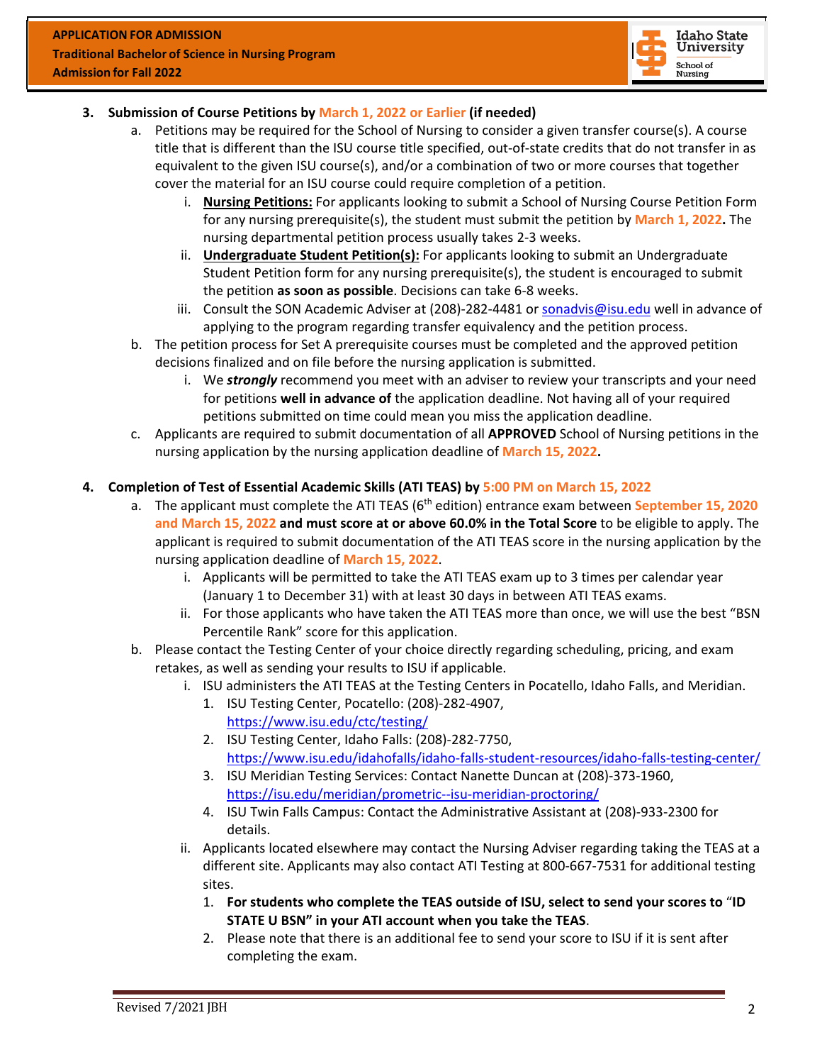3. **Submission of Course Petitions by March 1, 2022 or Earlier (if needed)**
   a. Petitions may be required for the School of Nursing to consider a given transfer course(s). A course title that is different than the ISU course title specified, out-of-state credits that do not transfer in as equivalent to the given ISU course(s), and/or a combination of two or more courses that together cover the material for an ISU course could require completion of a petition.
      i. <u>**Nursing Petitions:**</u> For applicants looking to submit a School of Nursing Course Petition Form for any nursing prerequisite(s), the student must submit the petition by **March 1, 2022.** The nursing departmental petition process usually takes 2-3 weeks.
      ii. <u>**Undergraduate Student Petition(s):**</u> For applicants looking to submit an Undergraduate Student Petition form for any nursing prerequisite(s), the student is encouraged to submit the petition **as soon as possible**. Decisions can take 6-8 weeks.
      iii. Consult the SON Academic Adviser at (208)-282-4481 or sonadvis@isu.edu well in advance of applying to the program regarding transfer equivalency and the petition process.
   b. The petition process for Set A prerequisite courses must be completed and the approved petition decisions finalized and on file before the nursing application is submitted.
      i. We ***strongly*** recommend you meet with an adviser to review your transcripts and your need for petitions **well in advance of** the application deadline. Not having all of your required petitions submitted on time could mean you miss the application deadline.
   c. Applicants are required to submit documentation of all **APPROVED** School of Nursing petitions in the nursing application by the nursing application deadline of **March 15, 2022.**

4. **Completion of Test of Essential Academic Skills (ATI TEAS) by 5:00 PM on March 15, 2022**
   a. The applicant must complete the ATI TEAS (6th edition) entrance exam between **September 15, 2020 and March 15, 2022 and must score at or above 60.0% in the Total Score** to be eligible to apply. The applicant is required to submit documentation of the ATI TEAS score in the nursing application by the nursing application deadline of March 15, 2022.
      i. Applicants will be permitted to take the ATI TEAS exam up to 3 times per calendar year (January 1 to December 31) with at least 30 days in between ATI TEAS exams.
      ii. For those applicants who have taken the ATI TEAS more than once, we will use the best "BSN Percentile Rank" score for this application.
   b. Please contact the Testing Center of your choice directly regarding scheduling, pricing, and exam retakes, as well as sending your results to ISU if applicable.
      i. ISU administers the ATI TEAS at the Testing Centers in Pocatello, Idaho Falls, and Meridian.
         1. ISU Testing Center, Pocatello: (208)-282-4907, https://www.isu.edu/ctc/testing/
         2. ISU Testing Center, Idaho Falls: (208)-282-7750, https://www.isu.edu/idahofalls/idaho-falls-student-resources/idaho-falls-testing-center/
         3. ISU Meridian Testing Services: Contact Nanette Duncan at (208)-373-1960, https://isu.edu/meridian/prometric--isu-meridian-proctoring/
         4. ISU Twin Falls Campus: Contact the Administrative Assistant at (208)-933-2300 for details.
      ii. Applicants located elsewhere may contact the Nursing Adviser regarding taking the TEAS at a different site. Applicants may also contact ATI Testing at 800-667-7531 for additional testing sites.
         1. **For students who complete the TEAS outside of ISU, select to send your scores to "ID STATE U BSN" in your ATI account when you take the TEAS**.
         2. Please note that there is an additional fee to send your score to ISU if it is sent after completing the exam.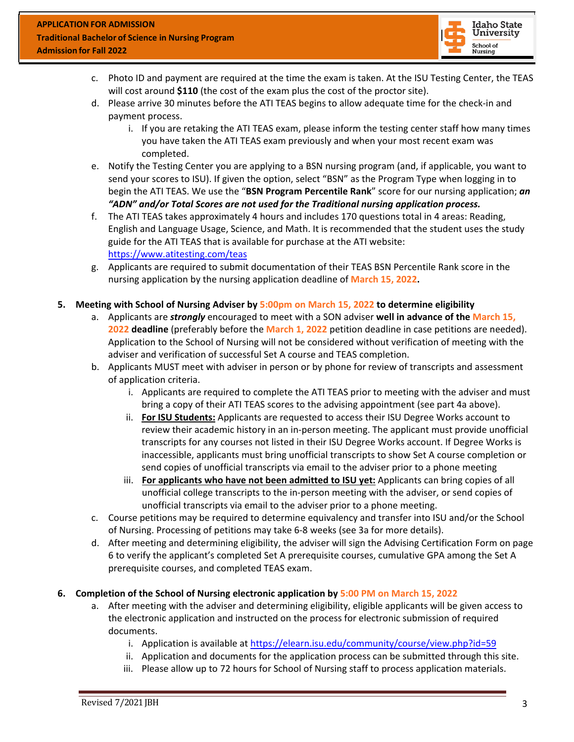c. Photo ID and payment are required at the time the exam is taken. At the ISU Testing Center, the TEAS will cost around **$110** (the cost of the exam plus the cost of the proctor site).
   d. Please arrive 30 minutes before the ATI TEAS begins to allow adequate time for the check-in and payment process.
      i. If you are retaking the ATI TEAS exam, please inform the testing center staff how many times you have taken the ATI TEAS exam previously and when your most recent exam was completed.
   e. Notify the Testing Center you are applying to a BSN nursing program (and, if applicable, you want to send your scores to ISU). If given the option, select "BSN" as the Program Type when logging in to begin the ATI TEAS. We use the "**BSN Program Percentile Rank**" score for our nursing application; ***an "ADN" and/or Total Scores are not used for the Traditional nursing application process.***
   f. The ATI TEAS takes approximately 4 hours and includes 170 questions total in 4 areas: Reading, English and Language Usage, Science, and Math. It is recommended that the student uses the study guide for the ATI TEAS that is available for purchase at the ATI website: [https://www.atitesting.com/teas](https://www.atitesting.com/teas)
   g. Applicants are required to submit documentation of their TEAS BSN Percentile Rank score in the nursing application by the nursing application deadline of **March 15, 2022.**

5. **Meeting with School of Nursing Adviser by 5:00pm on March 15, 2022 to determine eligibility**
   a. Applicants are ***strongly*** encouraged to meet with a SON adviser **well in advance of the March 15, 2022 deadline** (preferably before the **March 1, 2022** petition deadline in case petitions are needed). Application to the School of Nursing will not be considered without verification of meeting with the adviser and verification of successful Set A course and TEAS completion.
   b. Applicants MUST meet with adviser in person or by phone for review of transcripts and assessment of application criteria.
      i. Applicants are required to complete the ATI TEAS prior to meeting with the adviser and must bring a copy of their ATI TEAS scores to the advising appointment (see part 4a above).
      ii. **For ISU Students:** Applicants are requested to access their ISU Degree Works account to review their academic history in an in-person meeting. The applicant must provide unofficial transcripts for any courses not listed in their ISU Degree Works account. If Degree Works is inaccessible, applicants must bring unofficial transcripts to show Set A course completion or send copies of unofficial transcripts via email to the adviser prior to a phone meeting
      iii. **For applicants who have not been admitted to ISU yet:** Applicants can bring copies of all unofficial college transcripts to the in-person meeting with the adviser, or send copies of unofficial transcripts via email to the adviser prior to a phone meeting.
   c. Course petitions may be required to determine equivalency and transfer into ISU and/or the School of Nursing. Processing of petitions may take 6-8 weeks (see 3a for more details).
   d. After meeting and determining eligibility, the adviser will sign the Advising Certification Form on page 6 to verify the applicant's completed Set A prerequisite courses, cumulative GPA among the Set A prerequisite courses, and completed TEAS exam.

6. **Completion of the School of Nursing electronic application by 5:00 PM on March 15, 2022**
   a. After meeting with the adviser and determining eligibility, eligible applicants will be given access to the electronic application and instructed on the process for electronic submission of required documents.
      i. Application is available at [https://elearn.isu.edu/community/course/view.php?id=59](https://elearn.isu.edu/community/course/view.php?id=59)
      ii. Application and documents for the application process can be submitted through this site.
      iii. Please allow up to 72 hours for School of Nursing staff to process application materials.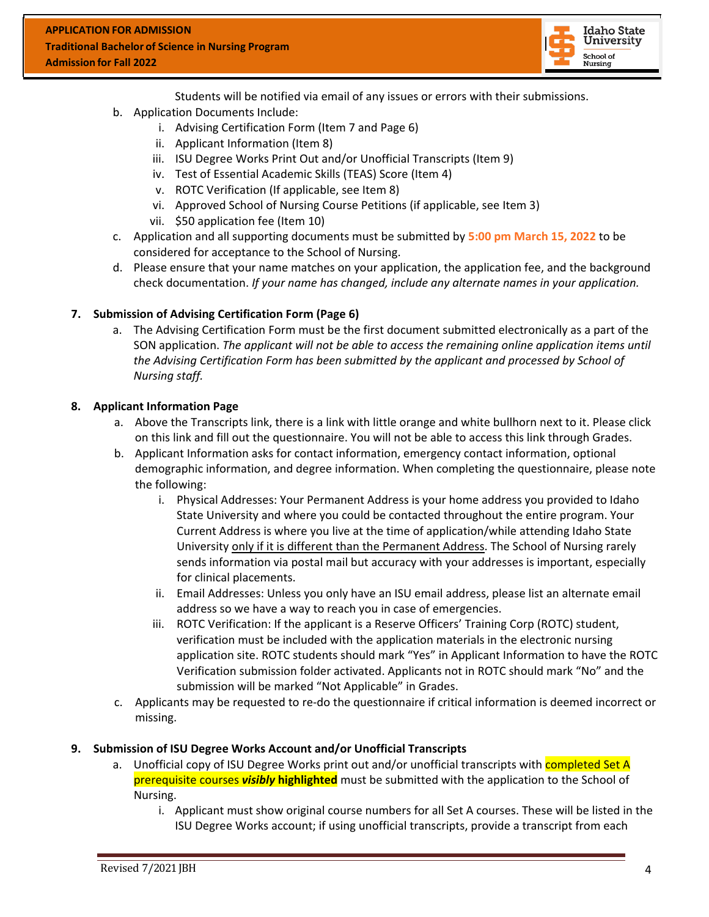Students will be notified via email of any issues or errors with their submissions.

b. Application Documents Include:
   i. Advising Certification Form (Item 7 and Page 6)
   ii. Applicant Information (Item 8)
   iii. ISU Degree Works Print Out and/or Unofficial Transcripts (Item 9)
   iv. Test of Essential Academic Skills (TEAS) Score (Item 4)
   v. ROTC Verification (If applicable, see Item 8)
   vi. Approved School of Nursing Course Petitions (if applicable, see Item 3)
   vii. $50 application fee (Item 10)

c. Application and all supporting documents must be submitted by **5:00 pm March 15, 2022** to be considered for acceptance to the School of Nursing.

d. Please ensure that your name matches on your application, the application fee, and the background check documentation. *If your name has changed, include any alternate names in your application.*

**7. Submission of Advising Certification Form (Page 6)**

a. The Advising Certification Form must be the first document submitted electronically as a part of the SON application. *The applicant will not be able to access the remaining online application items until the Advising Certification Form has been submitted by the applicant and processed by School of Nursing staff.*

**8. Applicant Information Page**

a. Above the Transcripts link, there is a link with little orange and white bullhorn next to it. Please click on this link and fill out the questionnaire. You will not be able to access this link through Grades.

b. Applicant Information asks for contact information, emergency contact information, optional demographic information, and degree information. When completing the questionnaire, please note the following:
   i. Physical Addresses: Your Permanent Address is your home address you provided to Idaho State University and where you could be contacted throughout the entire program. Your Current Address is where you live at the time of application/while attending Idaho State University <u>only if it is different than the Permanent Address</u>. The School of Nursing rarely sends information via postal mail but accuracy with your addresses is important, especially for clinical placements.
   ii. Email Addresses: Unless you only have an ISU email address, please list an alternate email address so we have a way to reach you in case of emergencies.
   iii. ROTC Verification: If the applicant is a Reserve Officers' Training Corp (ROTC) student, verification must be included with the application materials in the electronic nursing application site. ROTC students should mark "Yes" in Applicant Information to have the ROTC Verification submission folder activated. Applicants not in ROTC should mark "No" and the submission will be marked "Not Applicable" in Grades.

c. Applicants may be requested to re-do the questionnaire if critical information is deemed incorrect or missing.

**9. Submission of ISU Degree Works Account and/or Unofficial Transcripts**

a. Unofficial copy of ISU Degree Works print out and/or unofficial transcripts with completed Set A prerequisite courses ***visibly* highlighted** must be submitted with the application to the School of Nursing.
   i. Applicant must show original course numbers for all Set A courses. These will be listed in the ISU Degree Works account; if using unofficial transcripts, provide a transcript from each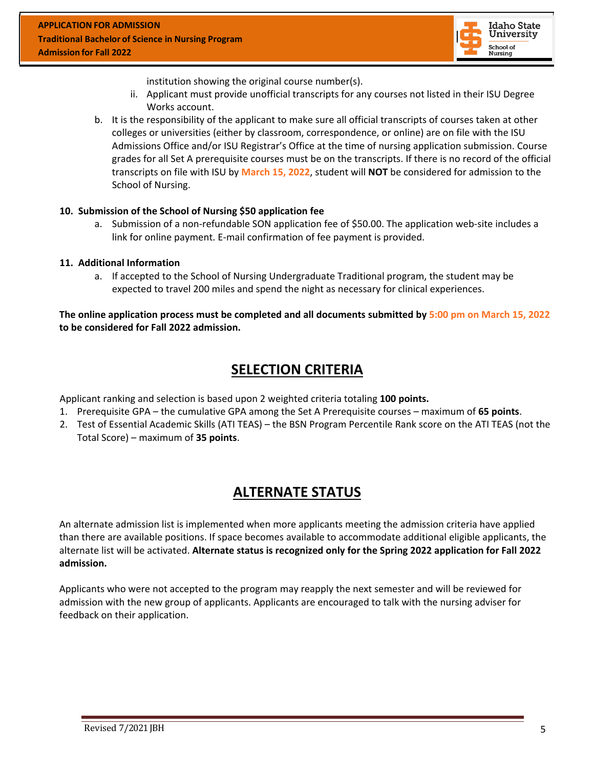institution showing the original course number(s).

   ii. Applicant must provide unofficial transcripts for any courses not listed in their ISU Degree Works account.

b. It is the responsibility of the applicant to make sure all official transcripts of courses taken at other colleges or universities (either by classroom, correspondence, or online) are on file with the ISU Admissions Office and/or ISU Registrar's Office at the time of nursing application submission. Course grades for all Set A prerequisite courses must be on the transcripts. If there is no record of the official transcripts on file with ISU by **March 15, 2022**, student will **NOT** be considered for admission to the School of Nursing.

**10. Submission of the School of Nursing $50 application fee**

   a. Submission of a non-refundable SON application fee of $50.00. The application web-site includes a link for online payment. E-mail confirmation of fee payment is provided.

**11. Additional Information**

   a. If accepted to the School of Nursing Undergraduate Traditional program, the student may be expected to travel 200 miles and spend the night as necessary for clinical experiences.

**The online application process must be completed and all documents submitted by 5:00 pm on March 15, 2022 to be considered for Fall 2022 admission.**

## SELECTION CRITERIA

Applicant ranking and selection is based upon 2 weighted criteria totaling **100 points.**

1. Prerequisite GPA – the cumulative GPA among the Set A Prerequisite courses – maximum of **65 points**.
2. Test of Essential Academic Skills (ATI TEAS) – the BSN Program Percentile Rank score on the ATI TEAS (not the Total Score) – maximum of **35 points**.

## ALTERNATE STATUS

An alternate admission list is implemented when more applicants meeting the admission criteria have applied than there are available positions. If space becomes available to accommodate additional eligible applicants, the alternate list will be activated. **Alternate status is recognized only for the Spring 2022 application for Fall 2022 admission.**

Applicants who were not accepted to the program may reapply the next semester and will be reviewed for admission with the new group of applicants. Applicants are encouraged to talk with the nursing adviser for feedback on their application.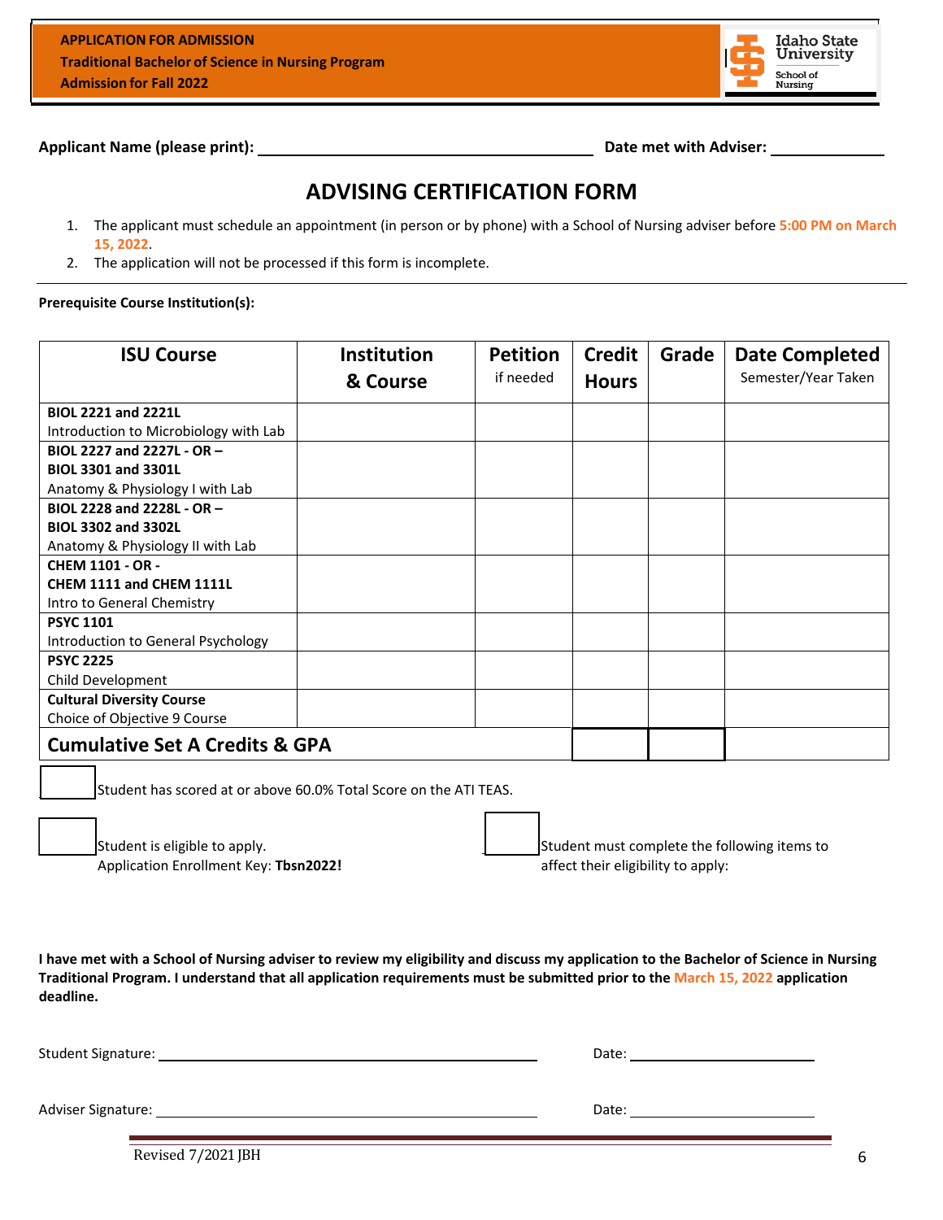**APPLICATION FOR ADMISSION**
**Traditional Bachelor of Science in Nursing Program**
**Admission for Fall 2022**

Idaho State University
School of Nursing

**Applicant Name (please print):** ______________________ **Date met with Adviser:** __________

# ADVISING CERTIFICATION FORM

1. The applicant must schedule an appointment (in person or by phone) with a School of Nursing adviser before **5:00 PM on March 15, 2022**.
2. The application will not be processed if this form is incomplete.

**Prerequisite Course Institution(s):**

| ISU Course | Institution & Course | Petition if needed | Credit Hours | Grade | Date Completed Semester/Year Taken |
|---|---|---|---|---|---|
| **BIOL 2221 and 2221L** Introduction to Microbiology with Lab | | | | | |
| **BIOL 2227 and 2227L - OR – BIOL 3301 and 3301L** Anatomy & Physiology I with Lab | | | | | |
| **BIOL 2228 and 2228L - OR – BIOL 3302 and 3302L** Anatomy & Physiology II with Lab | | | | | |
| **CHEM 1101 - OR - CHEM 1111 and CHEM 1111L** Intro to General Chemistry | | | | | |
| **PSYC 1101** Introduction to General Psychology | | | | | |
| **PSYC 2225** Child Development | | | | | |
| **Cultural Diversity Course** Choice of Objective 9 Course | | | | | |
| **Cumulative Set A Credits & GPA** | | | | | |

☐ Student has scored at or above 60.0% Total Score on the ATI TEAS.

☐ Student is eligible to apply.
Application Enrollment Key: **Tbsn2022!**

☐ Student must complete the following items to affect their eligibility to apply:

**I have met with a School of Nursing adviser to review my eligibility and discuss my application to the Bachelor of Science in Nursing Traditional Program. I understand that all application requirements must be submitted prior to the March 15, 2022 application deadline.**

Student Signature: ______________________ Date: __________

Adviser Signature: ______________________ Date: __________

Revised 7/2021 JBH